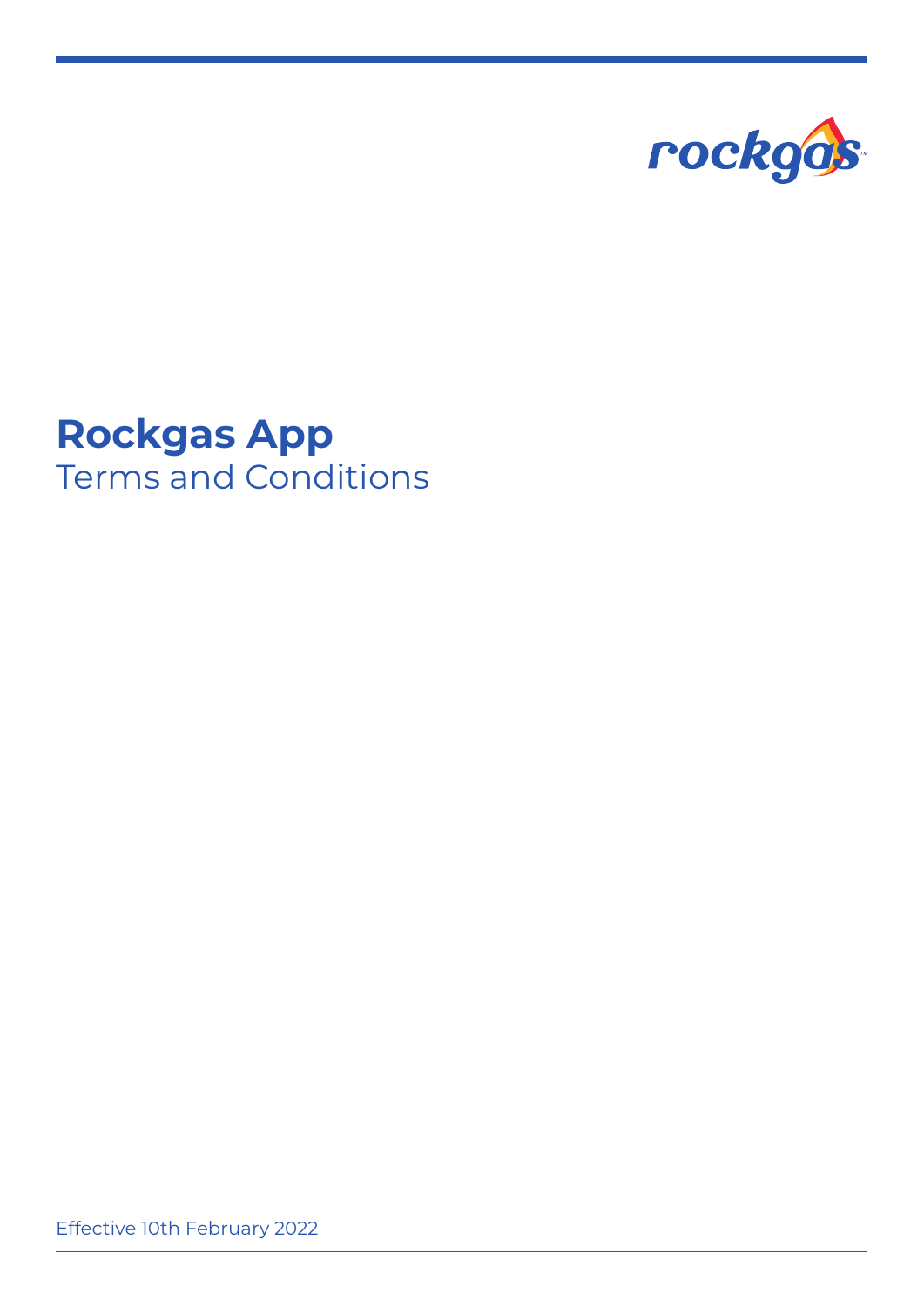rockgas™

# Rockgas App

## Terms and Conditions

Effective 10th February 2022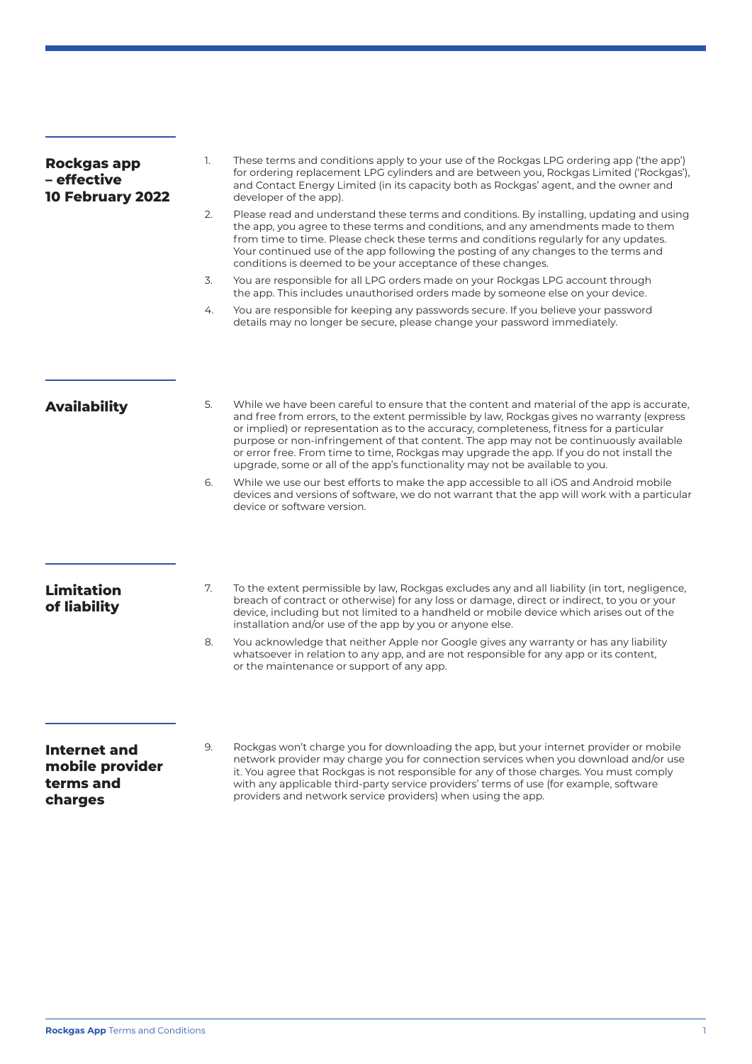## Rockgas app – effective 10 February 2022

1. These terms and conditions apply to your use of the Rockgas LPG ordering app ('the app') for ordering replacement LPG cylinders and are between you, Rockgas Limited ('Rockgas'), and Contact Energy Limited (in its capacity both as Rockgas' agent, and the owner and developer of the app).
2. Please read and understand these terms and conditions. By installing, updating and using the app, you agree to these terms and conditions, and any amendments made to them from time to time. Please check these terms and conditions regularly for any updates. Your continued use of the app following the posting of any changes to the terms and conditions is deemed to be your acceptance of these changes.
3. You are responsible for all LPG orders made on your Rockgas LPG account through the app. This includes unauthorised orders made by someone else on your device.
4. You are responsible for keeping any passwords secure. If you believe your password details may no longer be secure, please change your password immediately.

## Availability

5. While we have been careful to ensure that the content and material of the app is accurate, and free from errors, to the extent permissible by law, Rockgas gives no warranty (express or implied) or representation as to the accuracy, completeness, fitness for a particular purpose or non-infringement of that content. The app may not be continuously available or error free. From time to time, Rockgas may upgrade the app. If you do not install the upgrade, some or all of the app's functionality may not be available to you.
6. While we use our best efforts to make the app accessible to all iOS and Android mobile devices and versions of software, we do not warrant that the app will work with a particular device or software version.

## Limitation of liability

7. To the extent permissible by law, Rockgas excludes any and all liability (in tort, negligence, breach of contract or otherwise) for any loss or damage, direct or indirect, to you or your device, including but not limited to a handheld or mobile device which arises out of the installation and/or use of the app by you or anyone else.
8. You acknowledge that neither Apple nor Google gives any warranty or has any liability whatsoever in relation to any app, and are not responsible for any app or its content, or the maintenance or support of any app.

## Internet and mobile provider terms and charges

9. Rockgas won't charge you for downloading the app, but your internet provider or mobile network provider may charge you for connection services when you download and/or use it. You agree that Rockgas is not responsible for any of those charges. You must comply with any applicable third-party service providers' terms of use (for example, software providers and network service providers) when using the app.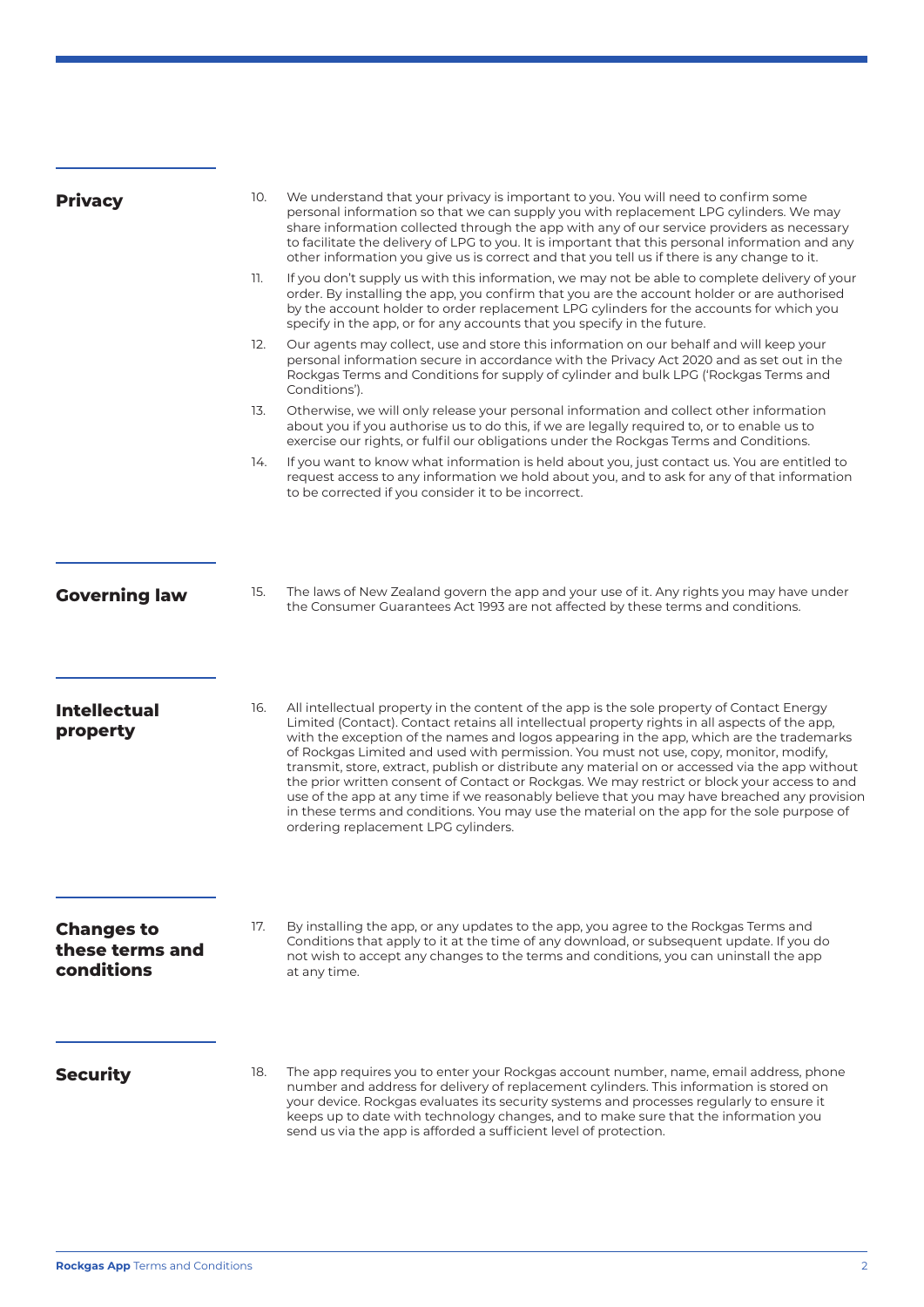## Privacy

10. We understand that your privacy is important to you. You will need to confirm some personal information so that we can supply you with replacement LPG cylinders. We may share information collected through the app with any of our service providers as necessary to facilitate the delivery of LPG to you. It is important that this personal information and any other information you give us is correct and that you tell us if there is any change to it.
11. If you don't supply us with this information, we may not be able to complete delivery of your order. By installing the app, you confirm that you are the account holder or are authorised by the account holder to order replacement LPG cylinders for the accounts for which you specify in the app, or for any accounts that you specify in the future.
12. Our agents may collect, use and store this information on our behalf and will keep your personal information secure in accordance with the Privacy Act 2020 and as set out in the Rockgas Terms and Conditions for supply of cylinder and bulk LPG ('Rockgas Terms and Conditions').
13. Otherwise, we will only release your personal information and collect other information about you if you authorise us to do this, if we are legally required to, or to enable us to exercise our rights, or fulfil our obligations under the Rockgas Terms and Conditions.
14. If you want to know what information is held about you, just contact us. You are entitled to request access to any information we hold about you, and to ask for any of that information to be corrected if you consider it to be incorrect.

## Governing law

15. The laws of New Zealand govern the app and your use of it. Any rights you may have under the Consumer Guarantees Act 1993 are not affected by these terms and conditions.

## Intellectual property

16. All intellectual property in the content of the app is the sole property of Contact Energy Limited (Contact). Contact retains all intellectual property rights in all aspects of the app, with the exception of the names and logos appearing in the app, which are the trademarks of Rockgas Limited and used with permission. You must not use, copy, monitor, modify, transmit, store, extract, publish or distribute any material on or accessed via the app without the prior written consent of Contact or Rockgas. We may restrict or block your access to and use of the app at any time if we reasonably believe that you may have breached any provision in these terms and conditions. You may use the material on the app for the sole purpose of ordering replacement LPG cylinders.

## Changes to these terms and conditions

17. By installing the app, or any updates to the app, you agree to the Rockgas Terms and Conditions that apply to it at the time of any download, or subsequent update. If you do not wish to accept any changes to the terms and conditions, you can uninstall the app at any time.

## Security

18. The app requires you to enter your Rockgas account number, name, email address, phone number and address for delivery of replacement cylinders. This information is stored on your device. Rockgas evaluates its security systems and processes regularly to ensure it keeps up to date with technology changes, and to make sure that the information you send us via the app is afforded a sufficient level of protection.